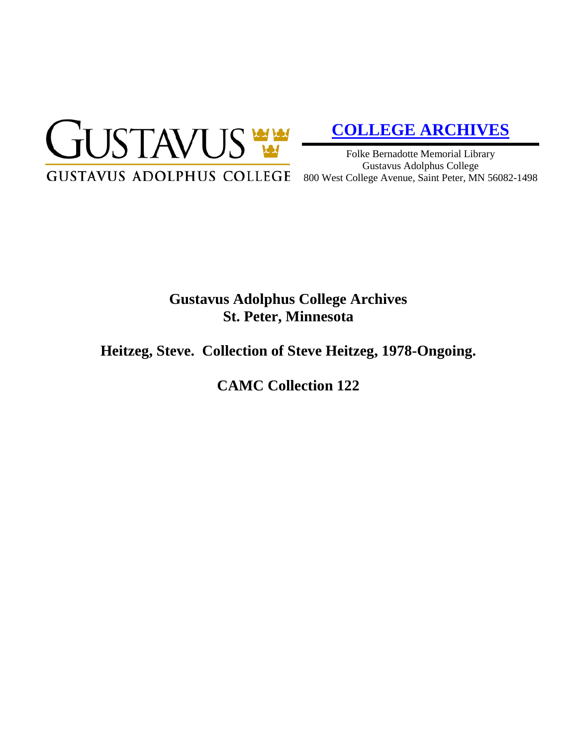GUSTAVUS

GUSTAVUS ADOLPHUS COLLEGE

**COLLEGE ARCHIVES**

Folke Bernadotte Memorial Library
Gustavus Adolphus College
800 West College Avenue, Saint Peter, MN 56082-1498

# Gustavus Adolphus College Archives
# St. Peter, Minnesota

## Heitzeg, Steve. Collection of Steve Heitzeg, 1978-Ongoing.

## CAMC Collection 122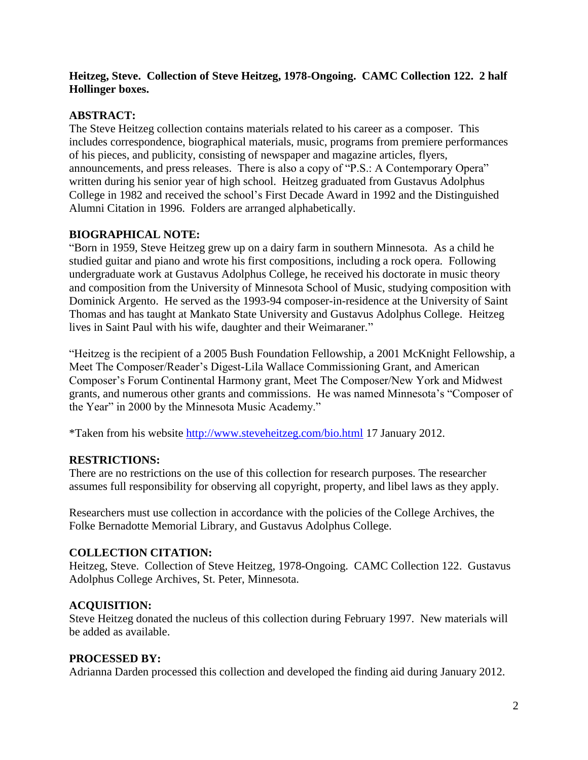**Heitzeg, Steve. Collection of Steve Heitzeg, 1978-Ongoing. CAMC Collection 122. 2 half Hollinger boxes.**

## ABSTRACT:

The Steve Heitzeg collection contains materials related to his career as a composer. This includes correspondence, biographical materials, music, programs from premiere performances of his pieces, and publicity, consisting of newspaper and magazine articles, flyers, announcements, and press releases. There is also a copy of "P.S.: A Contemporary Opera" written during his senior year of high school. Heitzeg graduated from Gustavus Adolphus College in 1982 and received the school's First Decade Award in 1992 and the Distinguished Alumni Citation in 1996. Folders are arranged alphabetically.

## BIOGRAPHICAL NOTE:

"Born in 1959, Steve Heitzeg grew up on a dairy farm in southern Minnesota. As a child he studied guitar and piano and wrote his first compositions, including a rock opera. Following undergraduate work at Gustavus Adolphus College, he received his doctorate in music theory and composition from the University of Minnesota School of Music, studying composition with Dominick Argento. He served as the 1993-94 composer-in-residence at the University of Saint Thomas and has taught at Mankato State University and Gustavus Adolphus College. Heitzeg lives in Saint Paul with his wife, daughter and their Weimaraner."

"Heitzeg is the recipient of a 2005 Bush Foundation Fellowship, a 2001 McKnight Fellowship, a Meet The Composer/Reader's Digest-Lila Wallace Commissioning Grant, and American Composer's Forum Continental Harmony grant, Meet The Composer/New York and Midwest grants, and numerous other grants and commissions. He was named Minnesota's "Composer of the Year" in 2000 by the Minnesota Music Academy."

*Taken from his website http://www.steveheitzeg.com/bio.html 17 January 2012.

## RESTRICTIONS:

There are no restrictions on the use of this collection for research purposes. The researcher assumes full responsibility for observing all copyright, property, and libel laws as they apply.

Researchers must use collection in accordance with the policies of the College Archives, the Folke Bernadotte Memorial Library, and Gustavus Adolphus College.

## COLLECTION CITATION:

Heitzeg, Steve. Collection of Steve Heitzeg, 1978-Ongoing. CAMC Collection 122. Gustavus Adolphus College Archives, St. Peter, Minnesota.

## ACQUISITION:

Steve Heitzeg donated the nucleus of this collection during February 1997. New materials will be added as available.

## PROCESSED BY:

Adrianna Darden processed this collection and developed the finding aid during January 2012.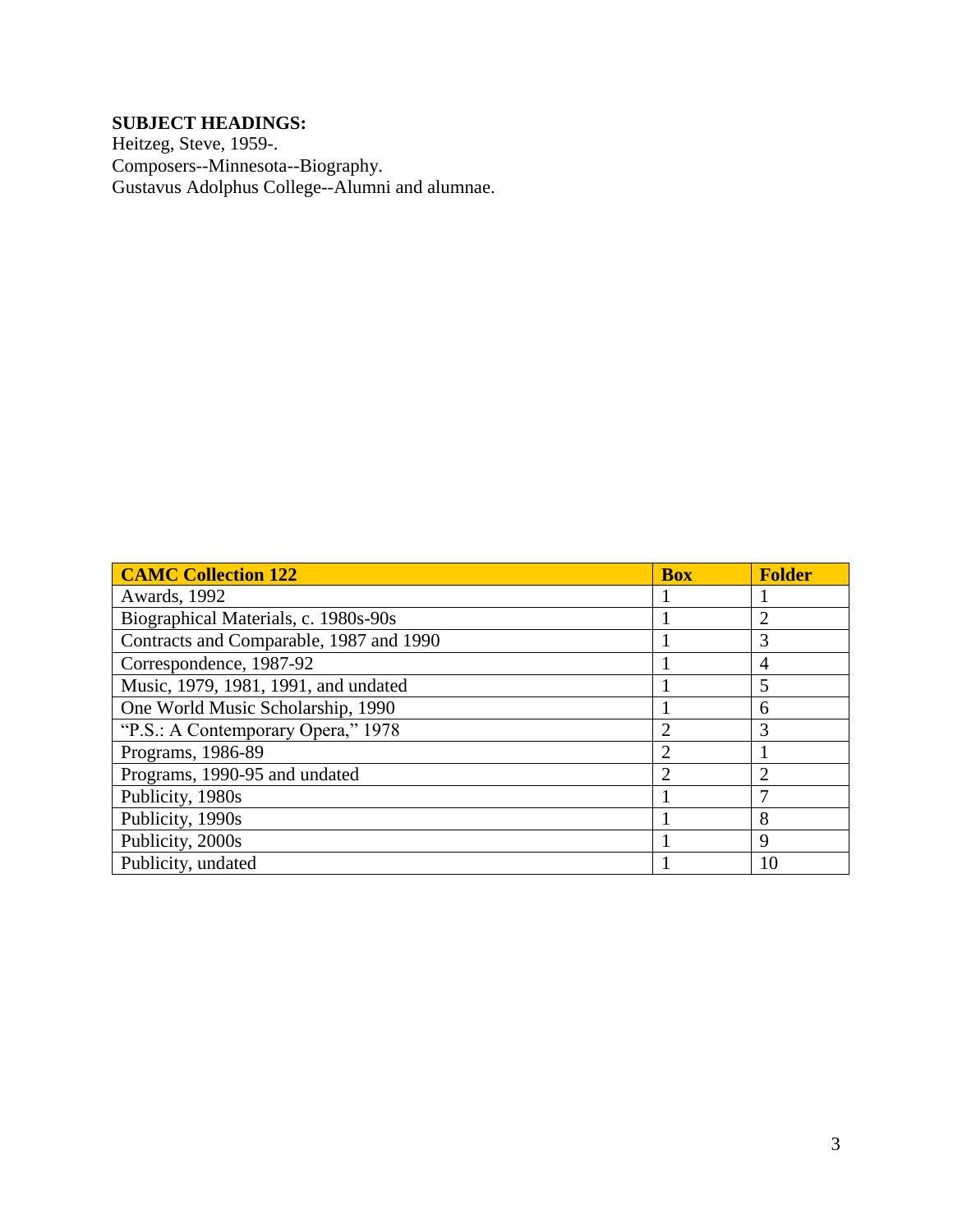**SUBJECT HEADINGS:**
Heitzeg, Steve, 1959-.
Composers--Minnesota--Biography.
Gustavus Adolphus College--Alumni and alumnae.

| CAMC Collection 122 | Box | Folder |
|---|---|---|
| Awards, 1992 | 1 | 1 |
| Biographical Materials, c. 1980s-90s | 1 | 2 |
| Contracts and Comparable, 1987 and 1990 | 1 | 3 |
| Correspondence, 1987-92 | 1 | 4 |
| Music, 1979, 1981, 1991, and undated | 1 | 5 |
| One World Music Scholarship, 1990 | 1 | 6 |
| "P.S.: A Contemporary Opera," 1978 | 2 | 3 |
| Programs, 1986-89 | 2 | 1 |
| Programs, 1990-95 and undated | 2 | 2 |
| Publicity, 1980s | 1 | 7 |
| Publicity, 1990s | 1 | 8 |
| Publicity, 2000s | 1 | 9 |
| Publicity, undated | 1 | 10 |